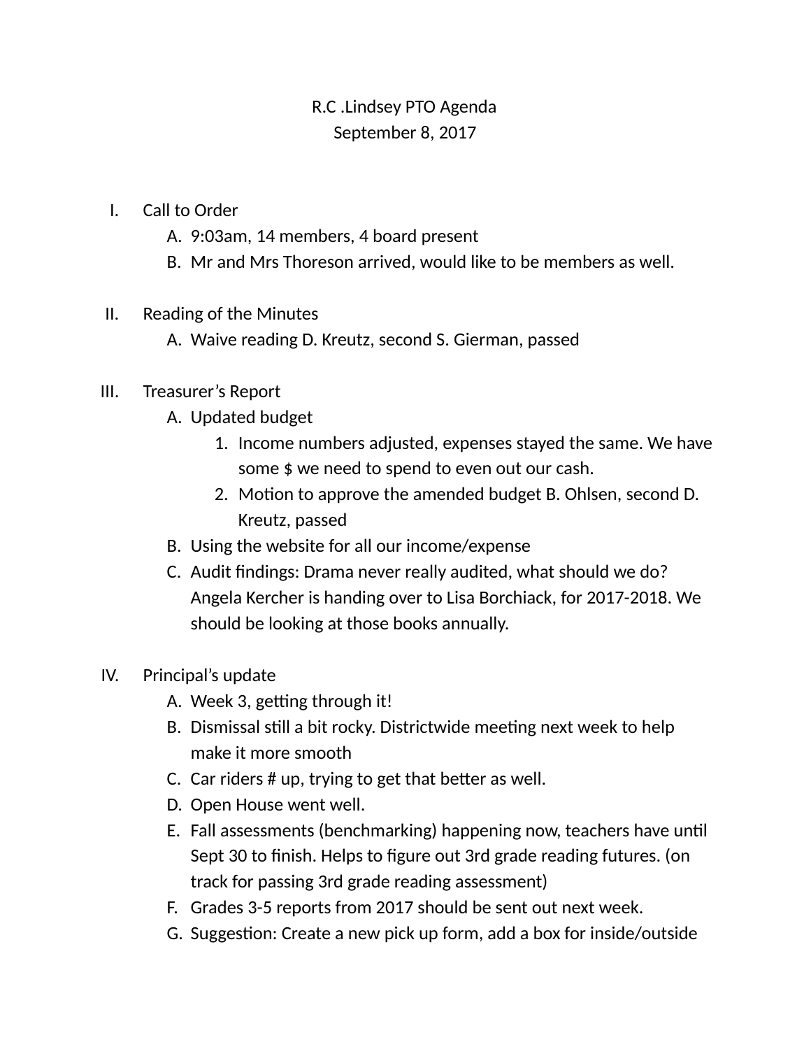R.C .Lindsey PTO Agenda
September 8, 2017

I. Call to Order
   A. 9:03am, 14 members, 4 board present
   B. Mr and Mrs Thoreson arrived, would like to be members as well.

II. Reading of the Minutes
   A. Waive reading D. Kreutz, second S. Gierman, passed

III. Treasurer's Report
   A. Updated budget
      1. Income numbers adjusted, expenses stayed the same. We have some $ we need to spend to even out our cash.
      2. Motion to approve the amended budget B. Ohlsen, second D. Kreutz, passed
   B. Using the website for all our income/expense
   C. Audit findings: Drama never really audited, what should we do? Angela Kercher is handing over to Lisa Borchiack, for 2017-2018. We should be looking at those books annually.

IV. Principal's update
   A. Week 3, getting through it!
   B. Dismissal still a bit rocky. Districtwide meeting next week to help make it more smooth
   C. Car riders # up, trying to get that better as well.
   D. Open House went well.
   E. Fall assessments (benchmarking) happening now, teachers have until Sept 30 to finish. Helps to figure out 3rd grade reading futures. (on track for passing 3rd grade reading assessment)
   F. Grades 3-5 reports from 2017 should be sent out next week.
   G. Suggestion: Create a new pick up form, add a box for inside/outside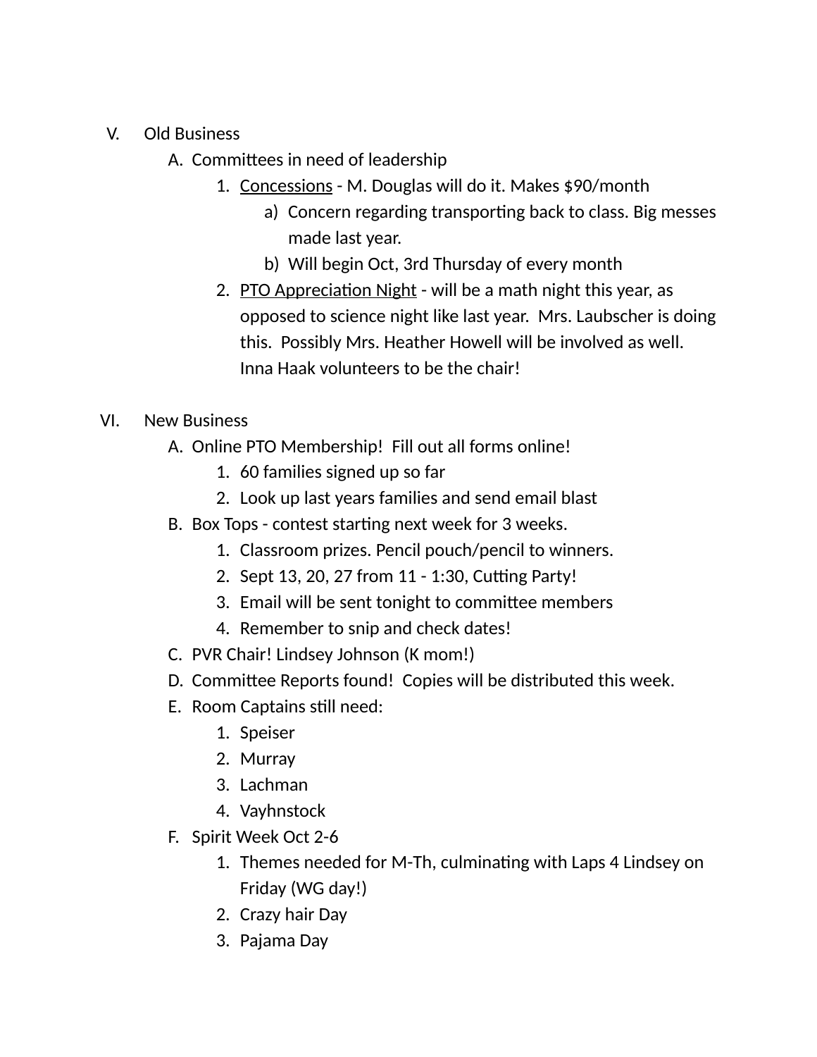V. Old Business
   A. Committees in need of leadership
      1. <u>Concessions</u> - M. Douglas will do it. Makes $90/month
         a) Concern regarding transporting back to class. Big messes made last year.
         b) Will begin Oct, 3rd Thursday of every month
      2. <u>PTO Appreciation Night</u> - will be a math night this year, as opposed to science night like last year.  Mrs. Laubscher is doing this.  Possibly Mrs. Heather Howell will be involved as well.  Inna Haak volunteers to be the chair!

VI. New Business
   A. Online PTO Membership!  Fill out all forms online!
      1. 60 families signed up so far
      2. Look up last years families and send email blast
   B. Box Tops - contest starting next week for 3 weeks.
      1. Classroom prizes. Pencil pouch/pencil to winners.
      2. Sept 13, 20, 27 from 11 - 1:30, Cutting Party!
      3. Email will be sent tonight to committee members
      4. Remember to snip and check dates!
   C. PVR Chair! Lindsey Johnson (K mom!)
   D. Committee Reports found!  Copies will be distributed this week.
   E. Room Captains still need:
      1. Speiser
      2. Murray
      3. Lachman
      4. Vayhnstock
   F. Spirit Week Oct 2-6
      1. Themes needed for M-Th, culminating with Laps 4 Lindsey on Friday (WG day!)
      2. Crazy hair Day
      3. Pajama Day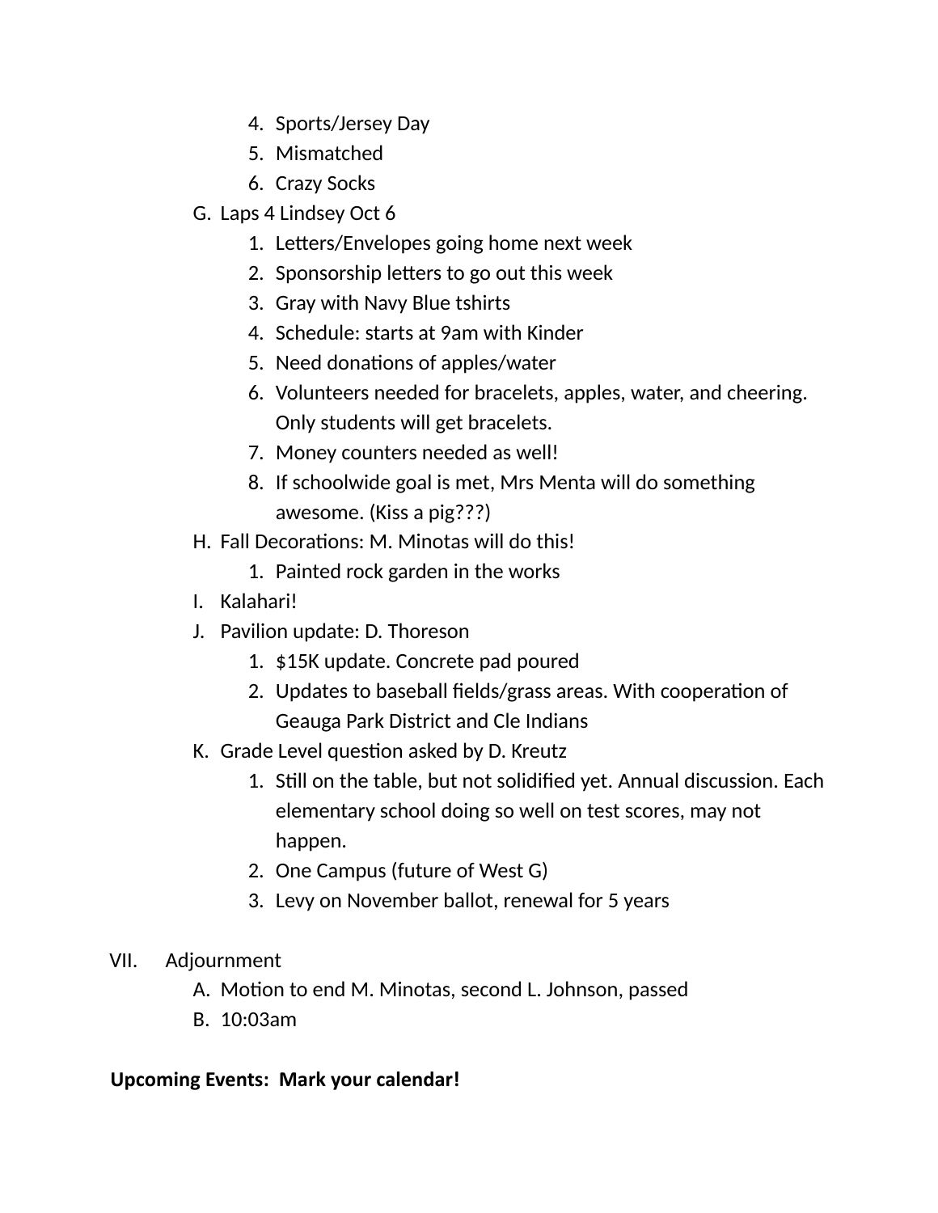4. Sports/Jersey Day
   5. Mismatched
   6. Crazy Socks

G. Laps 4 Lindsey Oct 6
   1. Letters/Envelopes going home next week
   2. Sponsorship letters to go out this week
   3. Gray with Navy Blue tshirts
   4. Schedule: starts at 9am with Kinder
   5. Need donations of apples/water
   6. Volunteers needed for bracelets, apples, water, and cheering. Only students will get bracelets.
   7. Money counters needed as well!
   8. If schoolwide goal is met, Mrs Menta will do something awesome. (Kiss a pig???)

H. Fall Decorations: M. Minotas will do this!
   1. Painted rock garden in the works

I. Kalahari!

J. Pavilion update: D. Thoreson
   1. $15K update. Concrete pad poured
   2. Updates to baseball fields/grass areas. With cooperation of Geauga Park District and Cle Indians

K. Grade Level question asked by D. Kreutz
   1. Still on the table, but not solidified yet. Annual discussion. Each elementary school doing so well on test scores, may not happen.
   2. One Campus (future of West G)
   3. Levy on November ballot, renewal for 5 years

VII. Adjournment

A. Motion to end M. Minotas, second L. Johnson, passed

B. 10:03am

**Upcoming Events: Mark your calendar!**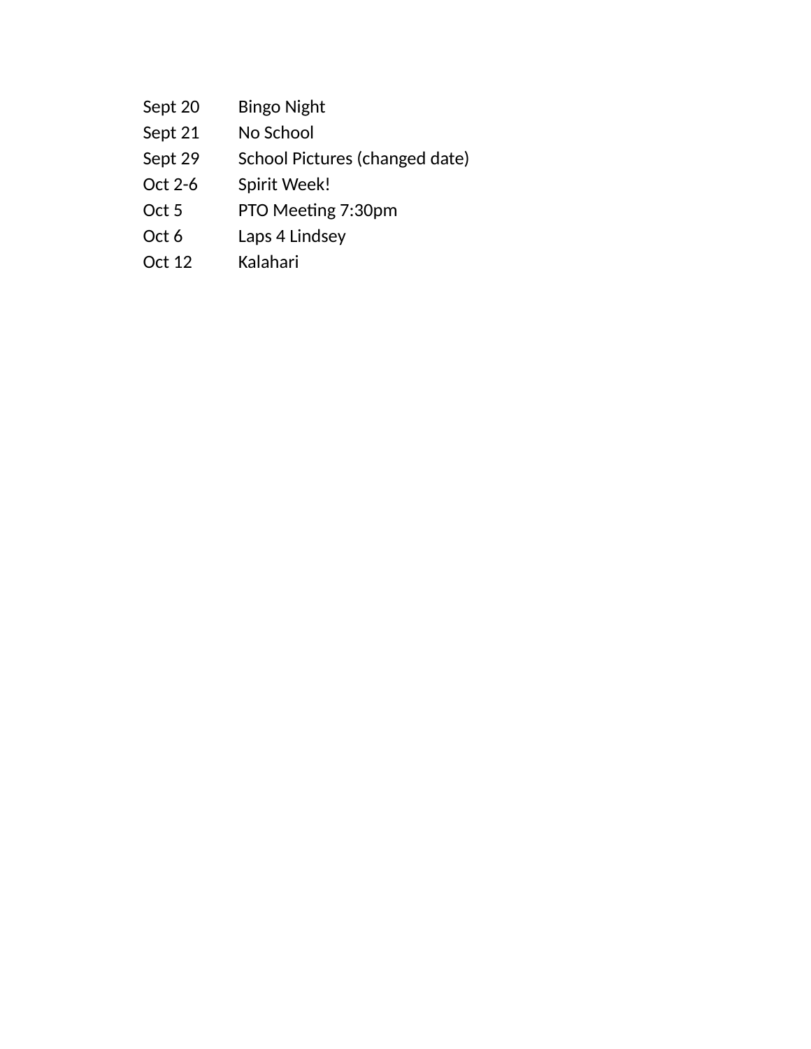| | |
|---|---|
| Sept 20 | Bingo Night |
| Sept 21 | No School |
| Sept 29 | School Pictures (changed date) |
| Oct 2-6 | Spirit Week! |
| Oct 5 | PTO Meeting 7:30pm |
| Oct 6 | Laps 4 Lindsey |
| Oct 12 | Kalahari |